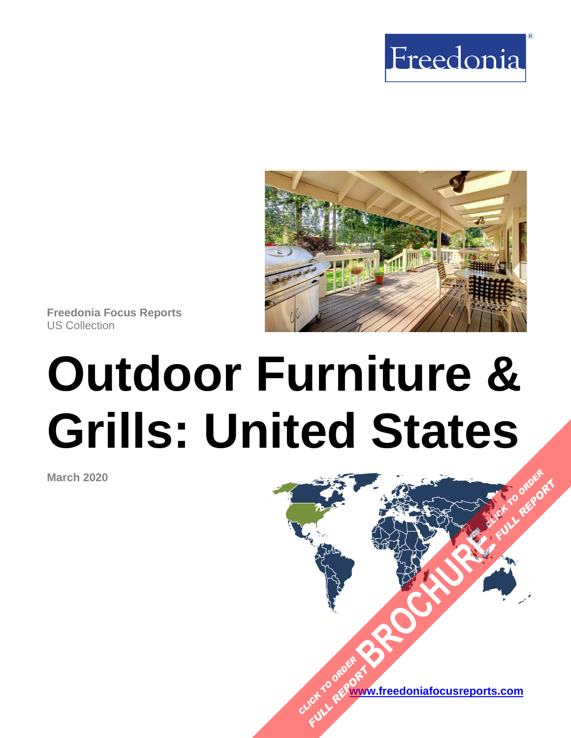Freedonia

**Freedonia Focus Reports**
US Collection

# Outdoor Furniture & Grills: United States

**March 2020**

CLICK TO ORDER FULL REPORT BROCHURE CLICK TO ORDER FULL REPORT

**www.freedoniafocusreports.com**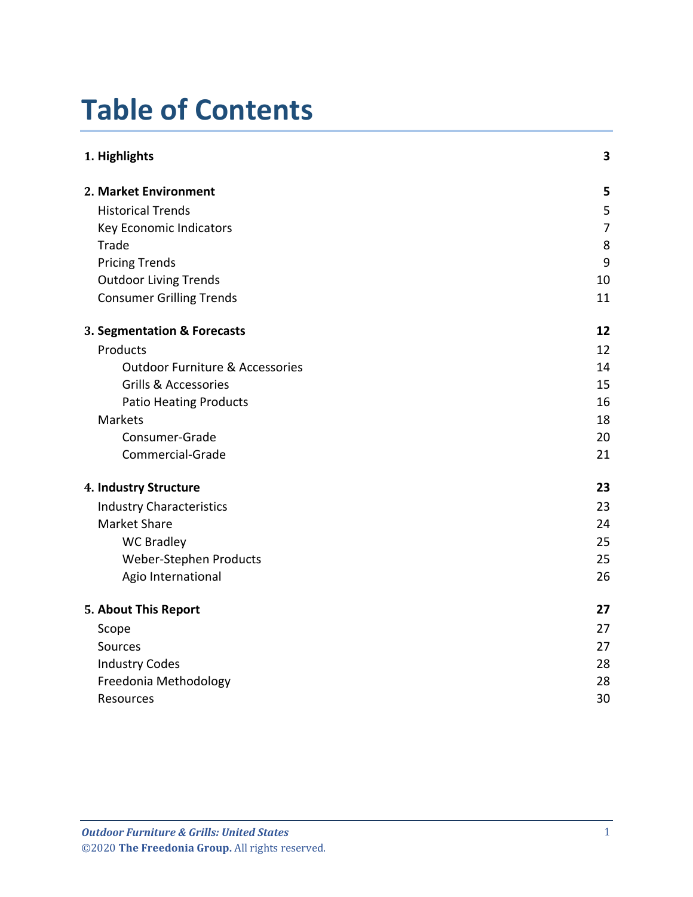# Table of Contents

| | |
|---|---|
| **1. Highlights** | **3** |
| **2. Market Environment** | **5** |
| Historical Trends | 5 |
| Key Economic Indicators | 7 |
| Trade | 8 |
| Pricing Trends | 9 |
| Outdoor Living Trends | 10 |
| Consumer Grilling Trends | 11 |
| **3. Segmentation & Forecasts** | **12** |
| Products | 12 |
| Outdoor Furniture & Accessories | 14 |
| Grills & Accessories | 15 |
| Patio Heating Products | 16 |
| Markets | 18 |
| Consumer-Grade | 20 |
| Commercial-Grade | 21 |
| **4. Industry Structure** | **23** |
| Industry Characteristics | 23 |
| Market Share | 24 |
| WC Bradley | 25 |
| Weber-Stephen Products | 25 |
| Agio International | 26 |
| **5. About This Report** | **27** |
| Scope | 27 |
| Sources | 27 |
| Industry Codes | 28 |
| Freedonia Methodology | 28 |
| Resources | 30 |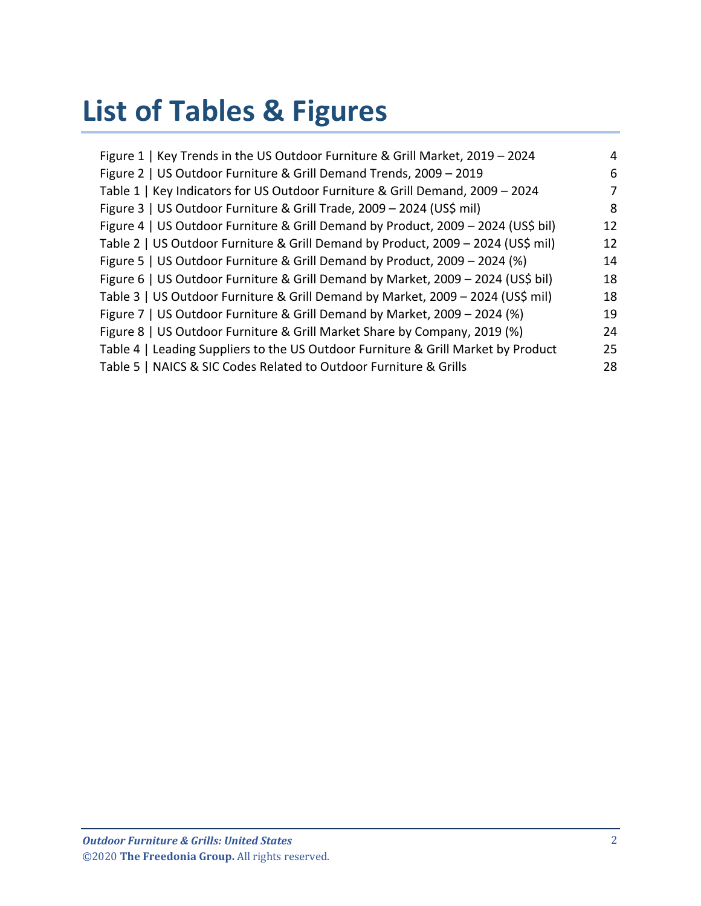# List of Tables & Figures

| | |
|---|---|
| Figure 1 \| Key Trends in the US Outdoor Furniture & Grill Market, 2019 – 2024 | 4 |
| Figure 2 \| US Outdoor Furniture & Grill Demand Trends, 2009 – 2019 | 6 |
| Table 1 \| Key Indicators for US Outdoor Furniture & Grill Demand, 2009 – 2024 | 7 |
| Figure 3 \| US Outdoor Furniture & Grill Trade, 2009 – 2024 (US$ mil) | 8 |
| Figure 4 \| US Outdoor Furniture & Grill Demand by Product, 2009 – 2024 (US$ bil) | 12 |
| Table 2 \| US Outdoor Furniture & Grill Demand by Product, 2009 – 2024 (US$ mil) | 12 |
| Figure 5 \| US Outdoor Furniture & Grill Demand by Product, 2009 – 2024 (%) | 14 |
| Figure 6 \| US Outdoor Furniture & Grill Demand by Market, 2009 – 2024 (US$ bil) | 18 |
| Table 3 \| US Outdoor Furniture & Grill Demand by Market, 2009 – 2024 (US$ mil) | 18 |
| Figure 7 \| US Outdoor Furniture & Grill Demand by Market, 2009 – 2024 (%) | 19 |
| Figure 8 \| US Outdoor Furniture & Grill Market Share by Company, 2019 (%) | 24 |
| Table 4 \| Leading Suppliers to the US Outdoor Furniture & Grill Market by Product | 25 |
| Table 5 \| NAICS & SIC Codes Related to Outdoor Furniture & Grills | 28 |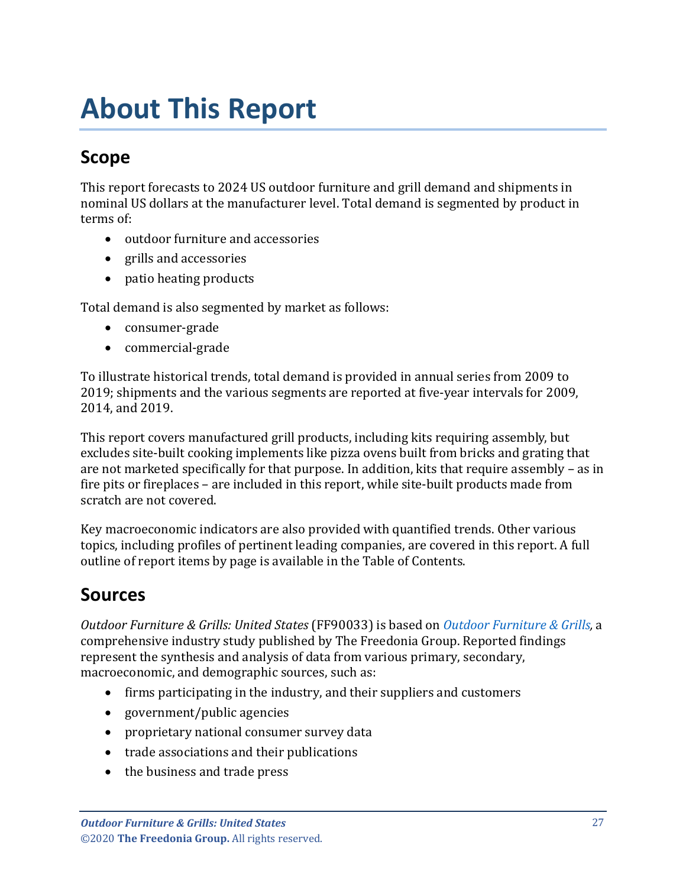# About This Report

## Scope

This report forecasts to 2024 US outdoor furniture and grill demand and shipments in nominal US dollars at the manufacturer level. Total demand is segmented by product in terms of:

- outdoor furniture and accessories
- grills and accessories
- patio heating products

Total demand is also segmented by market as follows:

- consumer-grade
- commercial-grade

To illustrate historical trends, total demand is provided in annual series from 2009 to 2019; shipments and the various segments are reported at five-year intervals for 2009, 2014, and 2019.

This report covers manufactured grill products, including kits requiring assembly, but excludes site-built cooking implements like pizza ovens built from bricks and grating that are not marketed specifically for that purpose. In addition, kits that require assembly – as in fire pits or fireplaces – are included in this report, while site-built products made from scratch are not covered.

Key macroeconomic indicators are also provided with quantified trends. Other various topics, including profiles of pertinent leading companies, are covered in this report. A full outline of report items by page is available in the Table of Contents.

## Sources

*Outdoor Furniture & Grills: United States* (FF90033) is based on *Outdoor Furniture & Grills,* a comprehensive industry study published by The Freedonia Group. Reported findings represent the synthesis and analysis of data from various primary, secondary, macroeconomic, and demographic sources, such as:

- firms participating in the industry, and their suppliers and customers
- government/public agencies
- proprietary national consumer survey data
- trade associations and their publications
- the business and trade press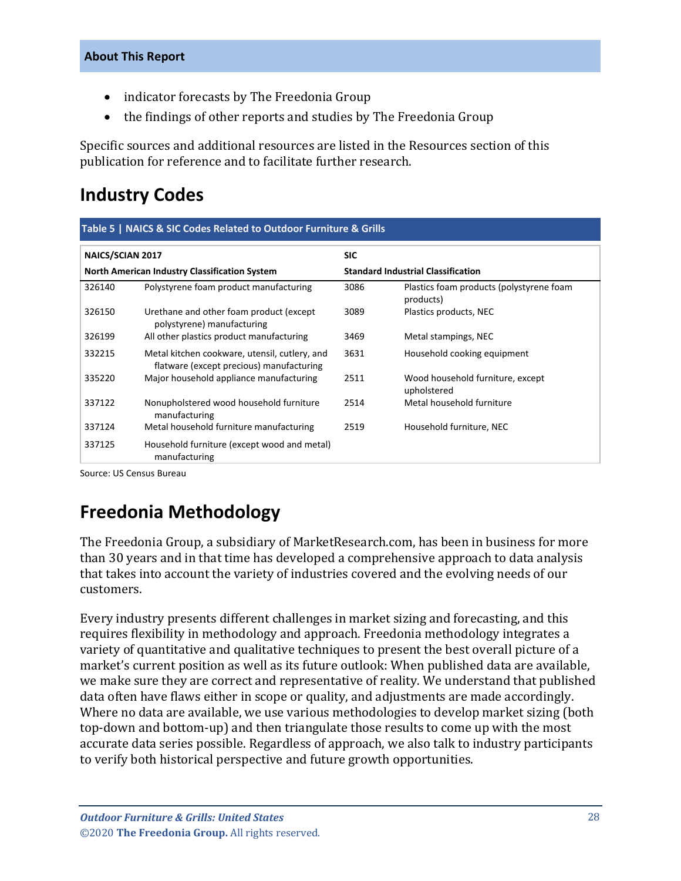**About This Report**

- indicator forecasts by The Freedonia Group
- the findings of other reports and studies by The Freedonia Group

Specific sources and additional resources are listed in the Resources section of this publication for reference and to facilitate further research.

## Industry Codes

**Table 5 | NAICS & SIC Codes Related to Outdoor Furniture & Grills**

| **NAICS/SCIAN 2017** | | **SIC** | |
|---|---|---|---|
| **North American Industry Classification System** | | **Standard Industrial Classification** | |
| 326140 | Polystyrene foam product manufacturing | 3086 | Plastics foam products (polystyrene foam products) |
| 326150 | Urethane and other foam product (except polystyrene) manufacturing | 3089 | Plastics products, NEC |
| 326199 | All other plastics product manufacturing | 3469 | Metal stampings, NEC |
| 332215 | Metal kitchen cookware, utensil, cutlery, and flatware (except precious) manufacturing | 3631 | Household cooking equipment |
| 335220 | Major household appliance manufacturing | 2511 | Wood household furniture, except upholstered |
| 337122 | Nonupholstered wood household furniture manufacturing | 2514 | Metal household furniture |
| 337124 | Metal household furniture manufacturing | 2519 | Household furniture, NEC |
| 337125 | Household furniture (except wood and metal) manufacturing | | |

Source: US Census Bureau

## Freedonia Methodology

The Freedonia Group, a subsidiary of MarketResearch.com, has been in business for more than 30 years and in that time has developed a comprehensive approach to data analysis that takes into account the variety of industries covered and the evolving needs of our customers.

Every industry presents different challenges in market sizing and forecasting, and this requires flexibility in methodology and approach. Freedonia methodology integrates a variety of quantitative and qualitative techniques to present the best overall picture of a market's current position as well as its future outlook: When published data are available, we make sure they are correct and representative of reality. We understand that published data often have flaws either in scope or quality, and adjustments are made accordingly. Where no data are available, we use various methodologies to develop market sizing (both top-down and bottom-up) and then triangulate those results to come up with the most accurate data series possible. Regardless of approach, we also talk to industry participants to verify both historical perspective and future growth opportunities.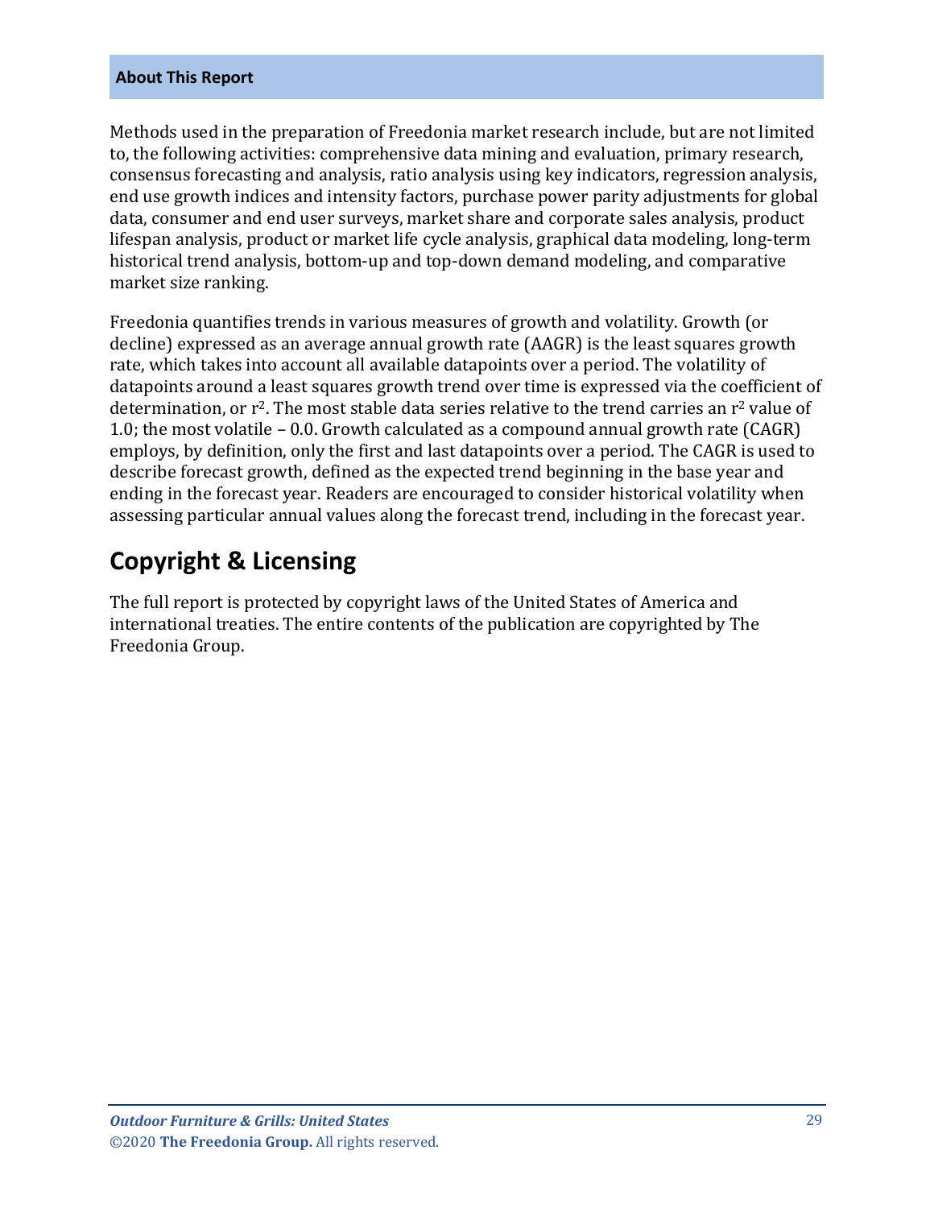### About This Report

Methods used in the preparation of Freedonia market research include, but are not limited to, the following activities: comprehensive data mining and evaluation, primary research, consensus forecasting and analysis, ratio analysis using key indicators, regression analysis, end use growth indices and intensity factors, purchase power parity adjustments for global data, consumer and end user surveys, market share and corporate sales analysis, product lifespan analysis, product or market life cycle analysis, graphical data modeling, long-term historical trend analysis, bottom-up and top-down demand modeling, and comparative market size ranking.

Freedonia quantifies trends in various measures of growth and volatility. Growth (or decline) expressed as an average annual growth rate (AAGR) is the least squares growth rate, which takes into account all available datapoints over a period. The volatility of datapoints around a least squares growth trend over time is expressed via the coefficient of determination, or $r^2$. The most stable data series relative to the trend carries an $r^2$ value of 1.0; the most volatile – 0.0. Growth calculated as a compound annual growth rate (CAGR) employs, by definition, only the first and last datapoints over a period. The CAGR is used to describe forecast growth, defined as the expected trend beginning in the base year and ending in the forecast year. Readers are encouraged to consider historical volatility when assessing particular annual values along the forecast trend, including in the forecast year.

## Copyright & Licensing

The full report is protected by copyright laws of the United States of America and international treaties. The entire contents of the publication are copyrighted by The Freedonia Group.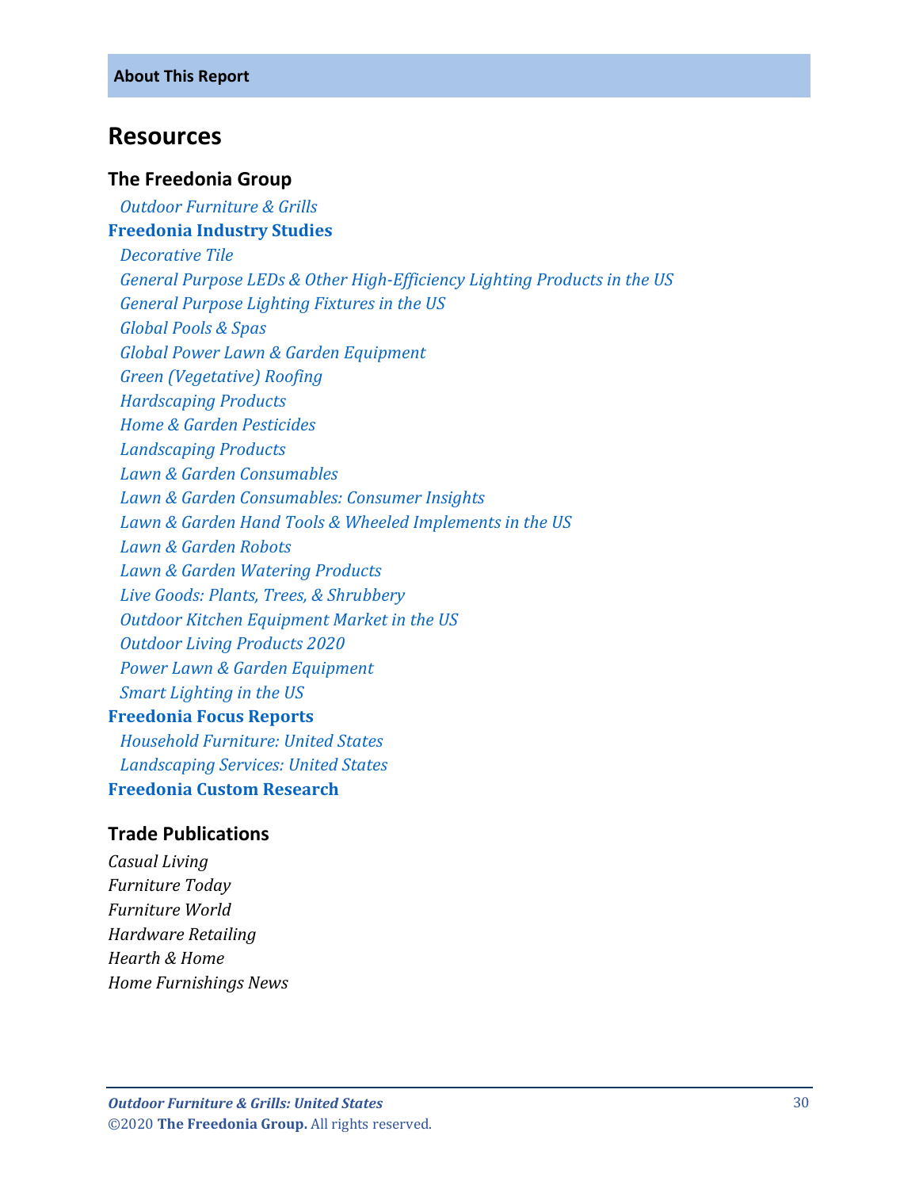**About This Report**

# Resources

### The Freedonia Group

*Outdoor Furniture & Grills*

**Freedonia Industry Studies**

*Decorative Tile*
*General Purpose LEDs & Other High-Efficiency Lighting Products in the US*
*General Purpose Lighting Fixtures in the US*
*Global Pools & Spas*
*Global Power Lawn & Garden Equipment*
*Green (Vegetative) Roofing*
*Hardscaping Products*
*Home & Garden Pesticides*
*Landscaping Products*
*Lawn & Garden Consumables*
*Lawn & Garden Consumables: Consumer Insights*
*Lawn & Garden Hand Tools & Wheeled Implements in the US*
*Lawn & Garden Robots*
*Lawn & Garden Watering Products*
*Live Goods: Plants, Trees, & Shrubbery*
*Outdoor Kitchen Equipment Market in the US*
*Outdoor Living Products 2020*
*Power Lawn & Garden Equipment*
*Smart Lighting in the US*

**Freedonia Focus Reports**

*Household Furniture: United States*
*Landscaping Services: United States*

**Freedonia Custom Research**

### Trade Publications

*Casual Living*
*Furniture Today*
*Furniture World*
*Hardware Retailing*
*Hearth & Home*
*Home Furnishings News*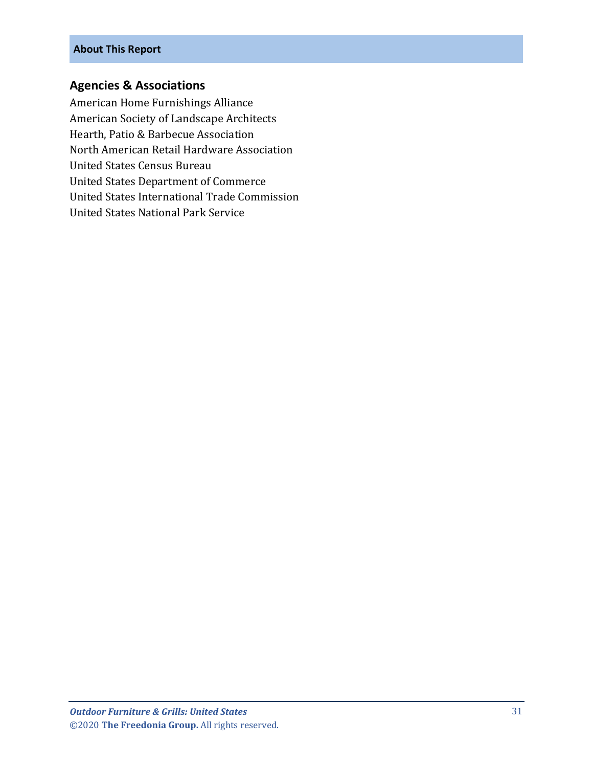## Agencies & Associations

American Home Furnishings Alliance
American Society of Landscape Architects
Hearth, Patio & Barbecue Association
North American Retail Hardware Association
United States Census Bureau
United States Department of Commerce
United States International Trade Commission
United States National Park Service